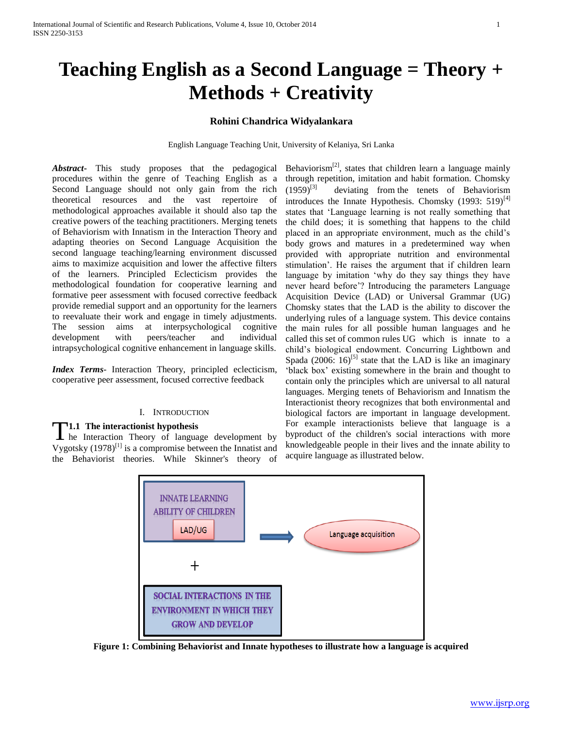# Teaching English as a Second Language = Theory + Methods + Creativity

**Rohini Chandrica Widyalankara**

English Language Teaching Unit, University of Kelaniya, Sri Lanka

***Abstract-*** This study proposes that the pedagogical procedures within the genre of Teaching English as a Second Language should not only gain from the rich theoretical resources and the vast repertoire of methodological approaches available it should also tap the creative powers of the teaching practitioners. Merging tenets of Behaviorism with Innatism in the Interaction Theory and adapting theories on Second Language Acquisition the second language teaching/learning environment discussed aims to maximize acquisition and lower the affective filters of the learners. Principled Eclecticism provides the methodological foundation for cooperative learning and formative peer assessment with focused corrective feedback provide remedial support and an opportunity for the learners to reevaluate their work and engage in timely adjustments. The session aims at interpsychological cognitive development with peers/teacher and individual intrapsychological cognitive enhancement in language skills.

***Index Terms-*** Interaction Theory, principled eclecticism, cooperative peer assessment, focused corrective feedback

## I. Introduction

### 1.1 The interactionist hypothesis

The Interaction Theory of language development by Vygotsky (1978)[1] is a compromise between the Innatist and the Behaviorist theories. While Skinner's theory of Behaviorism[2], states that children learn a language mainly through repetition, imitation and habit formation. Chomsky (1959)[3] deviating from the tenets of Behaviorism introduces the Innate Hypothesis. Chomsky (1993: 519)[4] states that 'Language learning is not really something that the child does; it is something that happens to the child placed in an appropriate environment, much as the child's body grows and matures in a predetermined way when provided with appropriate nutrition and environmental stimulation'. He raises the argument that if children learn language by imitation 'why do they say things they have never heard before'? Introducing the parameters Language Acquisition Device (LAD) or Universal Grammar (UG) Chomsky states that the LAD is the ability to discover the underlying rules of a language system. This device contains the main rules for all possible human languages and he called this set of common rules UG which is innate to a child's biological endowment. Concurring Lightbown and Spada (2006: 16)[5] state that the LAD is like an imaginary 'black box' existing somewhere in the brain and thought to contain only the principles which are universal to all natural languages. Merging tenets of Behaviorism and Innatism the Interactionist theory recognizes that both environmental and biological factors are important in language development. For example interactionists believe that language is a byproduct of the children's social interactions with more knowledgeable people in their lives and the innate ability to acquire language as illustrated below.

INNATE LEARNING ABILITY OF CHILDREN

LAD/UG

+

SOCIAL INTERACTIONS IN THE ENVIRONMENT IN WHICH THEY GROW AND DEVELOP

→ Language acquisition

**Figure 1: Combining Behaviorist and Innate hypotheses to illustrate how a language is acquired**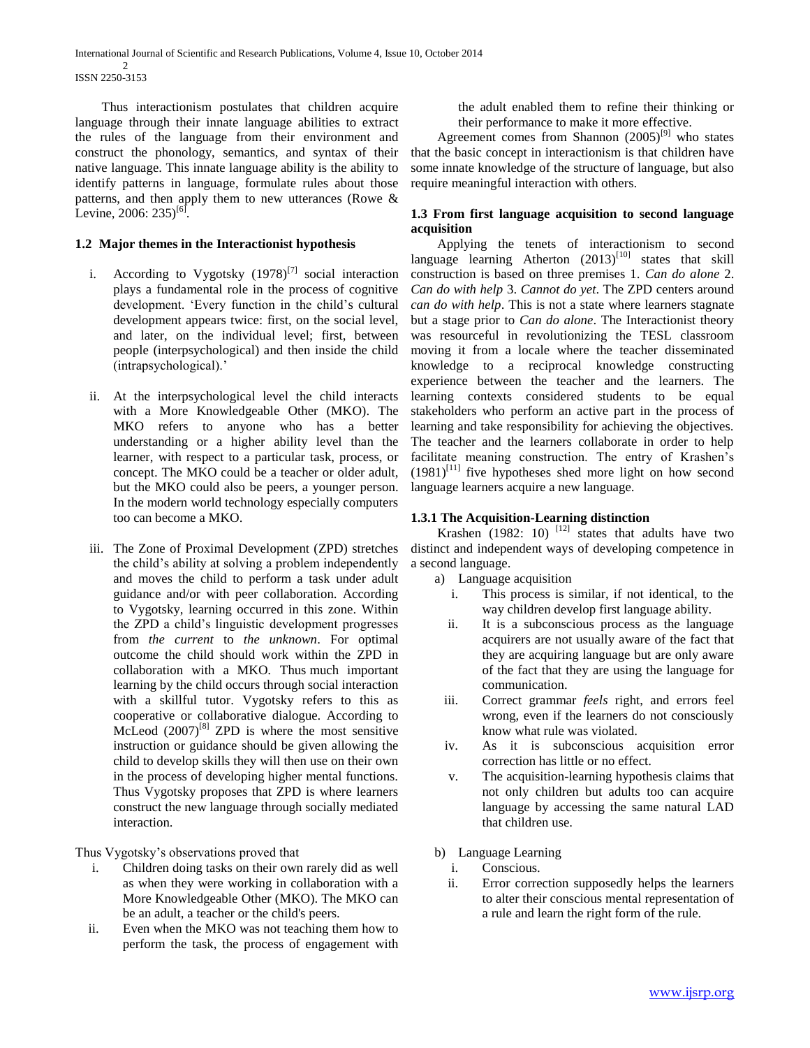Thus interactionism postulates that children acquire language through their innate language abilities to extract the rules of the language from their environment and construct the phonology, semantics, and syntax of their native language. This innate language ability is the ability to identify patterns in language, formulate rules about those patterns, and then apply them to new utterances (Rowe & Levine, 2006: 235)[6].

### 1.2 Major themes in the Interactionist hypothesis

i. According to Vygotsky (1978)[7] social interaction plays a fundamental role in the process of cognitive development. 'Every function in the child's cultural development appears twice: first, on the social level, and later, on the individual level; first, between people (interpsychological) and then inside the child (intrapsychological).'

ii. At the interpsychological level the child interacts with a More Knowledgeable Other (MKO). The MKO refers to anyone who has a better understanding or a higher ability level than the learner, with respect to a particular task, process, or concept. The MKO could be a teacher or older adult, but the MKO could also be peers, a younger person. In the modern world technology especially computers too can become a MKO.

iii. The Zone of Proximal Development (ZPD) stretches the child's ability at solving a problem independently and moves the child to perform a task under adult guidance and/or with peer collaboration. According to Vygotsky, learning occurred in this zone. Within the ZPD a child's linguistic development progresses from *the current* to *the unknown*. For optimal outcome the child should work within the ZPD in collaboration with a MKO. Thus much important learning by the child occurs through social interaction with a skillful tutor. Vygotsky refers to this as cooperative or collaborative dialogue. According to McLeod (2007)[8] ZPD is where the most sensitive instruction or guidance should be given allowing the child to develop skills they will then use on their own in the process of developing higher mental functions. Thus Vygotsky proposes that ZPD is where learners construct the new language through socially mediated interaction.

Thus Vygotsky's observations proved that

i. Children doing tasks on their own rarely did as well as when they were working in collaboration with a More Knowledgeable Other (MKO). The MKO can be an adult, a teacher or the child's peers.
ii. Even when the MKO was not teaching them how to perform the task, the process of engagement with the adult enabled them to refine their thinking or their performance to make it more effective.

Agreement comes from Shannon (2005)[9] who states that the basic concept in interactionism is that children have some innate knowledge of the structure of language, but also require meaningful interaction with others.

### 1.3 From first language acquisition to second language acquisition

Applying the tenets of interactionism to second language learning Atherton (2013)[10] states that skill construction is based on three premises 1. *Can do alone* 2. *Can do with help* 3. *Cannot do yet*. The ZPD centers around *can do with help*. This is not a state where learners stagnate but a stage prior to *Can do alone*. The Interactionist theory was resourceful in revolutionizing the TESL classroom moving it from a locale where the teacher disseminated knowledge to a reciprocal knowledge constructing experience between the teacher and the learners. The learning contexts considered students to be equal stakeholders who perform an active part in the process of learning and take responsibility for achieving the objectives. The teacher and the learners collaborate in order to help facilitate meaning construction. The entry of Krashen's (1981)[11] five hypotheses shed more light on how second language learners acquire a new language.

#### 1.3.1 The Acquisition-Learning distinction

Krashen (1982: 10) [12] states that adults have two distinct and independent ways of developing competence in a second language.

a) Language acquisition
   i. This process is similar, if not identical, to the way children develop first language ability.
   ii. It is a subconscious process as the language acquirers are not usually aware of the fact that they are acquiring language but are only aware of the fact that they are using the language for communication.
   iii. Correct grammar *feels* right, and errors feel wrong, even if the learners do not consciously know what rule was violated.
   iv. As it is subconscious acquisition error correction has little or no effect.
   v. The acquisition-learning hypothesis claims that not only children but adults too can acquire language by accessing the same natural LAD that children use.

b) Language Learning
   i. Conscious.
   ii. Error correction supposedly helps the learners to alter their conscious mental representation of a rule and learn the right form of the rule.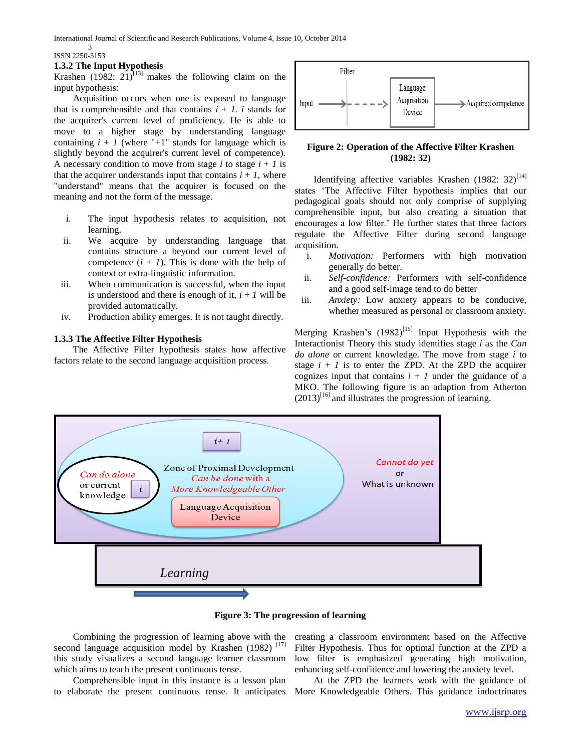### 1.3.2 The Input Hypothesis

Krashen (1982: 21)[13] makes the following claim on the input hypothesis:

Acquisition occurs when one is exposed to language that is comprehensible and that contains $i + 1$. $i$ stands for the acquirer's current level of proficiency. He is able to move to a higher stage by understanding language containing $i + 1$ (where "+1" stands for language which is slightly beyond the acquirer's current level of competence). A necessary condition to move from stage $i$ to stage $i + 1$ is that the acquirer understands input that contains $i + 1$, where "understand" means that the acquirer is focused on the meaning and not the form of the message.

i. The input hypothesis relates to acquisition, not learning.
ii. We acquire by understanding language that contains structure a beyond our current level of competence ($i + 1$). This is done with the help of context or extra-linguistic information.
iii. When communication is successful, when the input is understood and there is enough of it, $i + 1$ will be provided automatically.
iv. Production ability emerges. It is not taught directly.

### 1.3.3 The Affective Filter Hypothesis

The Affective Filter hypothesis states how affective factors relate to the second language acquisition process.

Filter

Input → - - - → Language Acquisition Device → Acquired competence

**Figure 2: Operation of the Affective Filter Krashen (1982: 32)**

Identifying affective variables Krashen (1982: 32)[14] states 'The Affective Filter hypothesis implies that our pedagogical goals should not only comprise of supplying comprehensible input, but also creating a situation that encourages a low filter.' He further states that three factors regulate the Affective Filter during second language acquisition.

i. *Motivation:* Performers with high motivation generally do better.
ii. *Self-confidence:* Performers with self-confidence and a good self-image tend to do better
iii. *Anxiety:* Low anxiety appears to be conducive, whether measured as personal or classroom anxiety.

Merging Krashen's (1982)[15] Input Hypothesis with the Interactionist Theory this study identifies stage $i$ as the *Can do alone* or current knowledge. The move from stage $i$ to stage $i + 1$ is to enter the ZPD. At the ZPD the acquirer cognizes input that contains $i + 1$ under the guidance of a MKO. The following figure is an adaption from Atherton (2013)[16] and illustrates the progression of learning.

$i + 1$

Can do alone or current knowledge $i$

Zone of Proximal Development
Can be done with a More Knowledgeable Other

Language Acquisition Device

Cannot do yet or What is unknown

Learning

**Figure 3: The progression of learning**

Combining the progression of learning above with the second language acquisition model by Krashen (1982) [17] this study visualizes a second language learner classroom which aims to teach the present continuous tense.

Comprehensible input in this instance is a lesson plan to elaborate the present continuous tense. It anticipates creating a classroom environment based on the Affective Filter Hypothesis. Thus for optimal function at the ZPD a low filter is emphasized generating high motivation, enhancing self-confidence and lowering the anxiety level.

At the ZPD the learners work with the guidance of More Knowledgeable Others. This guidance indoctrinates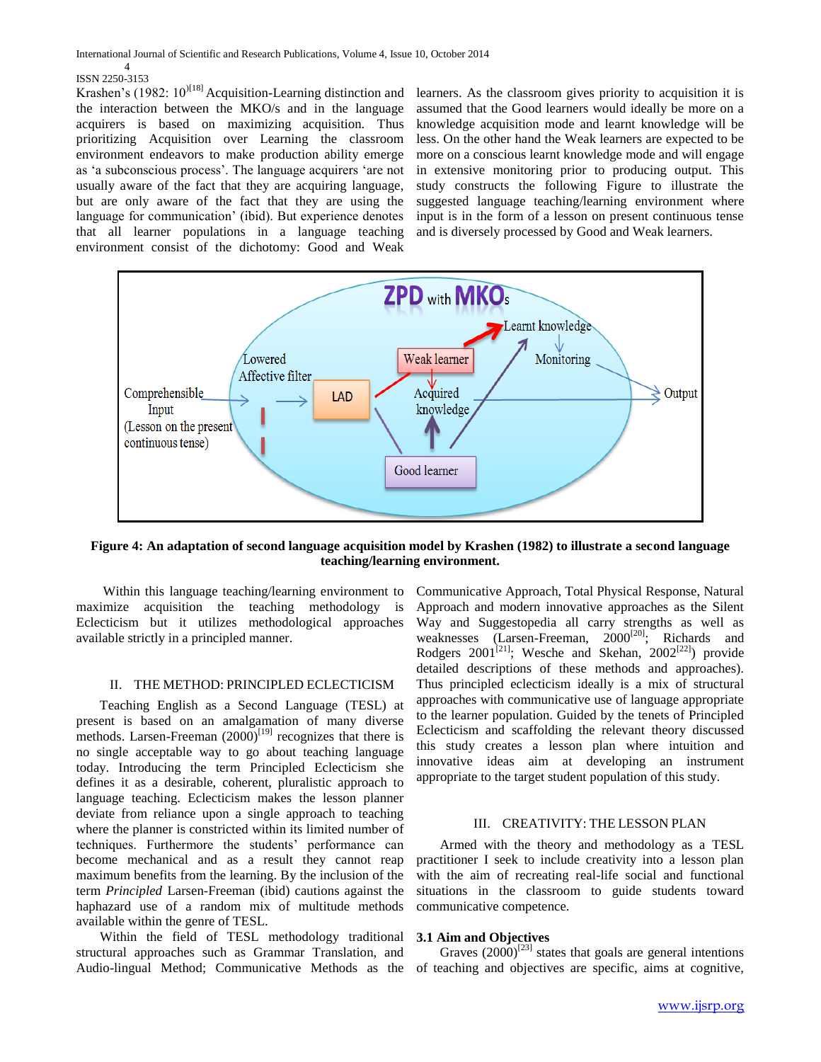Krashen's (1982: 10)[18] Acquisition-Learning distinction and the interaction between the MKO/s and in the language acquirers is based on maximizing acquisition. Thus prioritizing Acquisition over Learning the classroom environment endeavors to make production ability emerge as 'a subconscious process'. The language acquirers 'are not usually aware of the fact that they are acquiring language, but are only aware of the fact that they are using the language for communication' (ibid). But experience denotes that all learner populations in a language teaching environment consist of the dichotomy: Good and Weak learners. As the classroom gives priority to acquisition it is assumed that the Good learners would ideally be more on a knowledge acquisition mode and learnt knowledge will be less. On the other hand the Weak learners are expected to be more on a conscious learnt knowledge mode and will engage in extensive monitoring prior to producing output. This study constructs the following Figure to illustrate the suggested language teaching/learning environment where input is in the form of a lesson on present continuous tense and is diversely processed by Good and Weak learners.

ZPD with MKOs

Comprehensible Input (Lesson on the present continuous tense) → Lowered Affective filter → LAD → Weak learner / Good learner → Acquired knowledge / Learnt knowledge → Monitoring → Output

**Figure 4: An adaptation of second language acquisition model by Krashen (1982) to illustrate a second language teaching/learning environment.**

Within this language teaching/learning environment to maximize acquisition the teaching methodology is Eclecticism but it utilizes methodological approaches available strictly in a principled manner.

## II. THE METHOD: PRINCIPLED ECLECTICISM

Teaching English as a Second Language (TESL) at present is based on an amalgamation of many diverse methods. Larsen-Freeman (2000)[19] recognizes that there is no single acceptable way to go about teaching language today. Introducing the term Principled Eclecticism she defines it as a desirable, coherent, pluralistic approach to language teaching. Eclecticism makes the lesson planner deviate from reliance upon a single approach to teaching where the planner is constricted within its limited number of techniques. Furthermore the students' performance can become mechanical and as a result they cannot reap maximum benefits from the learning. By the inclusion of the term *Principled* Larsen-Freeman (ibid) cautions against the haphazard use of a random mix of multitude methods available within the genre of TESL.

Within the field of TESL methodology traditional structural approaches such as Grammar Translation, and Audio-lingual Method; Communicative Methods as the Communicative Approach, Total Physical Response, Natural Approach and modern innovative approaches as the Silent Way and Suggestopedia all carry strengths as well as weaknesses (Larsen-Freeman, 2000[20]; Richards and Rodgers 2001[21]; Wesche and Skehan, 2002[22]) provide detailed descriptions of these methods and approaches). Thus principled eclecticism ideally is a mix of structural approaches with communicative use of language appropriate to the learner population. Guided by the tenets of Principled Eclecticism and scaffolding the relevant theory discussed this study creates a lesson plan where intuition and innovative ideas aim at developing an instrument appropriate to the target student population of this study.

## III. CREATIVITY: THE LESSON PLAN

Armed with the theory and methodology as a TESL practitioner I seek to include creativity into a lesson plan with the aim of recreating real-life social and functional situations in the classroom to guide students toward communicative competence.

### 3.1 Aim and Objectives

Graves (2000)[23] states that goals are general intentions of teaching and objectives are specific, aims at cognitive,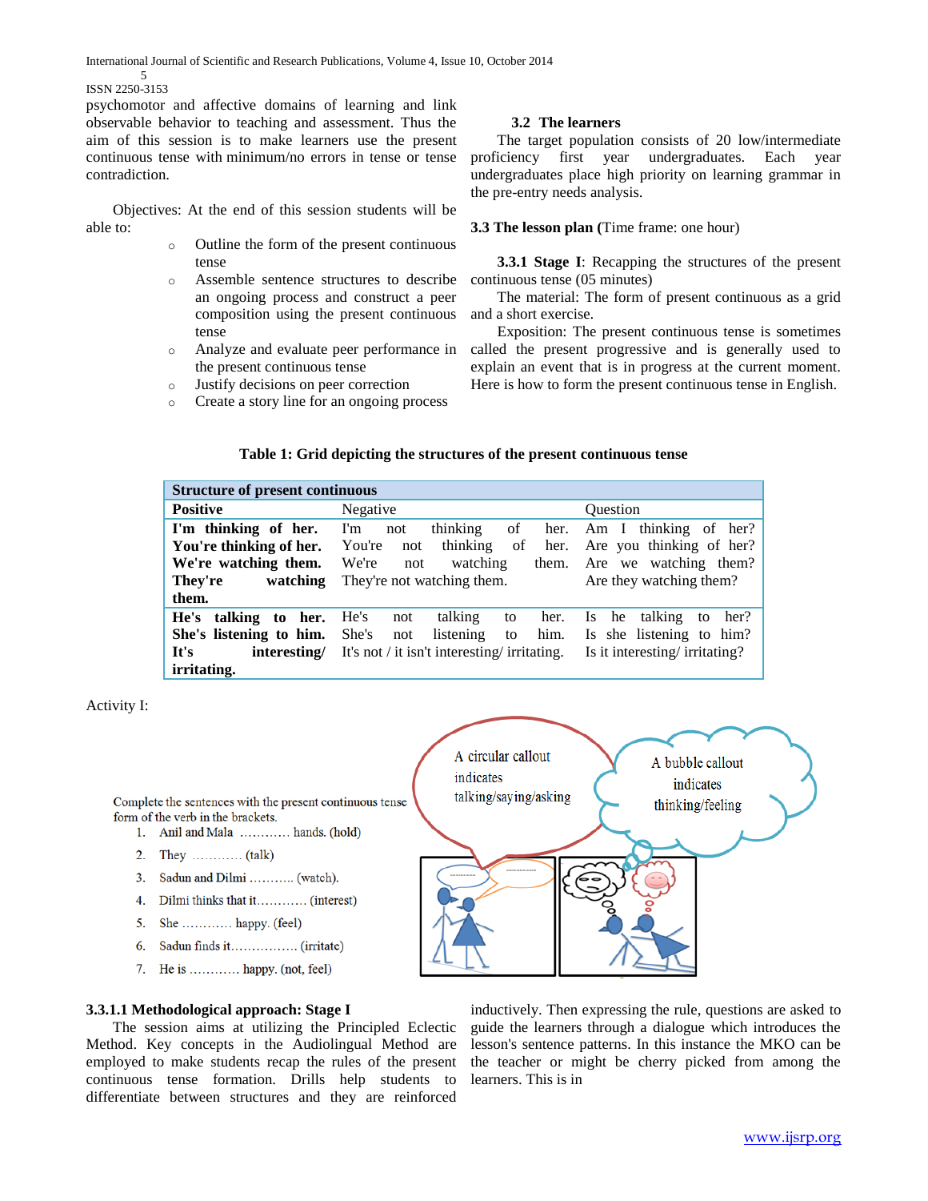psychomotor and affective domains of learning and link observable behavior to teaching and assessment. Thus the aim of this session is to make learners use the present continuous tense with minimum/no errors in tense or tense contradiction.

Objectives: At the end of this session students will be able to:

- Outline the form of the present continuous tense
- Assemble sentence structures to describe an ongoing process and construct a peer composition using the present continuous tense
- Analyze and evaluate peer performance in the present continuous tense
- Justify decisions on peer correction
- Create a story line for an ongoing process

### 3.2 The learners

The target population consists of 20 low/intermediate proficiency first year undergraduates. Each year undergraduates place high priority on learning grammar in the pre-entry needs analysis.

### 3.3 The lesson plan (Time frame: one hour)

**3.3.1 Stage I**: Recapping the structures of the present continuous tense (05 minutes)

The material: The form of present continuous as a grid and a short exercise.

Exposition: The present continuous tense is sometimes called the present progressive and is generally used to explain an event that is in progress at the current moment. Here is how to form the present continuous tense in English.

**Table 1: Grid depicting the structures of the present continuous tense**

| Structure of present continuous | | |
|---|---|---|
| **Positive** | Negative | Question |
| **I'm thinking of her.** **You're thinking of her.** **We're watching them.** **They're watching them.** | I'm not thinking of her. You're not thinking of her. We're not watching them. They're not watching them. | Am I thinking of her? Are you thinking of her? Are we watching them? Are they watching them? |
| **He's talking to her.** **She's listening to him.** **It's interesting/ irritating.** | He's not talking to her. She's not listening to him. It's not / it isn't interesting/ irritating. | Is he talking to her? Is she listening to him? Is it interesting/ irritating? |

Activity I:

Complete the sentences with the present continuous tense form of the verb in the brackets.

1. Anil and Mala ………… hands. (hold)
2. They ………… (talk)
3. Sadun and Dilmi ……….. (watch).
4. Dilmi thinks that it………… (interest)
5. She ………… happy. (feel)
6. Sadun finds it…………….. (irritate)
7. He is ………… happy. (not, feel)

A circular callout indicates talking/saying/asking

A bubble callout indicates thinking/feeling

#### 3.3.1.1 Methodological approach: Stage I

The session aims at utilizing the Principled Eclectic Method. Key concepts in the Audiolingual Method are employed to make students recap the rules of the present continuous tense formation. Drills help students to differentiate between structures and they are reinforced inductively. Then expressing the rule, questions are asked to guide the learners through a dialogue which introduces the lesson's sentence patterns. In this instance the MKO can be the teacher or might be cherry picked from among the learners. This is in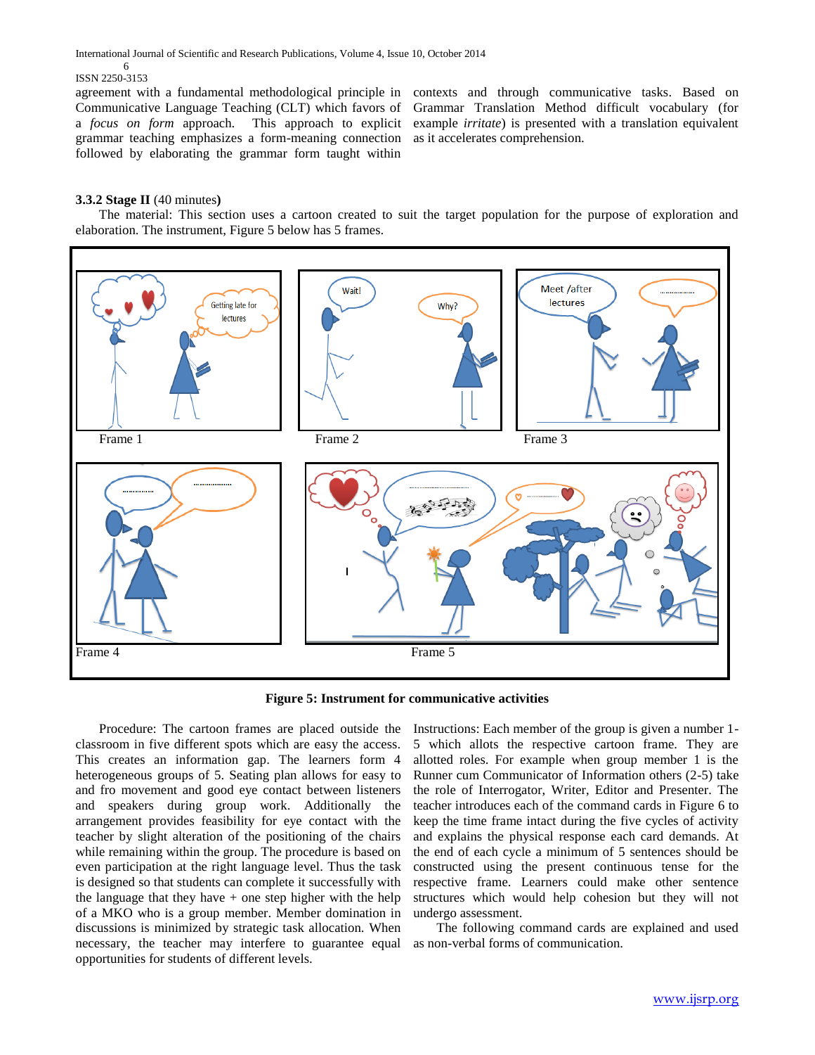agreement with a fundamental methodological principle in Communicative Language Teaching (CLT) which favors of a *focus on form* approach. This approach to explicit grammar teaching emphasizes a form-meaning connection followed by elaborating the grammar form taught within contexts and through communicative tasks. Based on Grammar Translation Method difficult vocabulary (for example *irritate*) is presented with a translation equivalent as it accelerates comprehension.

### 3.3.2 Stage II (40 minutes)

The material: This section uses a cartoon created to suit the target population for the purpose of exploration and elaboration. The instrument, Figure 5 below has 5 frames.

Frame 1 Frame 2 Frame 3

Frame 4 Frame 5

**Figure 5: Instrument for communicative activities**

Procedure: The cartoon frames are placed outside the classroom in five different spots which are easy the access. This creates an information gap. The learners form 4 heterogeneous groups of 5. Seating plan allows for easy to and fro movement and good eye contact between listeners and speakers during group work. Additionally the arrangement provides feasibility for eye contact with the teacher by slight alteration of the positioning of the chairs while remaining within the group. The procedure is based on even participation at the right language level. Thus the task is designed so that students can complete it successfully with the language that they have + one step higher with the help of a MKO who is a group member. Member domination in discussions is minimized by strategic task allocation. When necessary, the teacher may interfere to guarantee equal opportunities for students of different levels.

Instructions: Each member of the group is given a number 1-5 which allots the respective cartoon frame. They are allotted roles. For example when group member 1 is the Runner cum Communicator of Information others (2-5) take the role of Interrogator, Writer, Editor and Presenter. The teacher introduces each of the command cards in Figure 6 to keep the time frame intact during the five cycles of activity and explains the physical response each card demands. At the end of each cycle a minimum of 5 sentences should be constructed using the present continuous tense for the respective frame. Learners could make other sentence structures which would help cohesion but they will not undergo assessment.

The following command cards are explained and used as non-verbal forms of communication.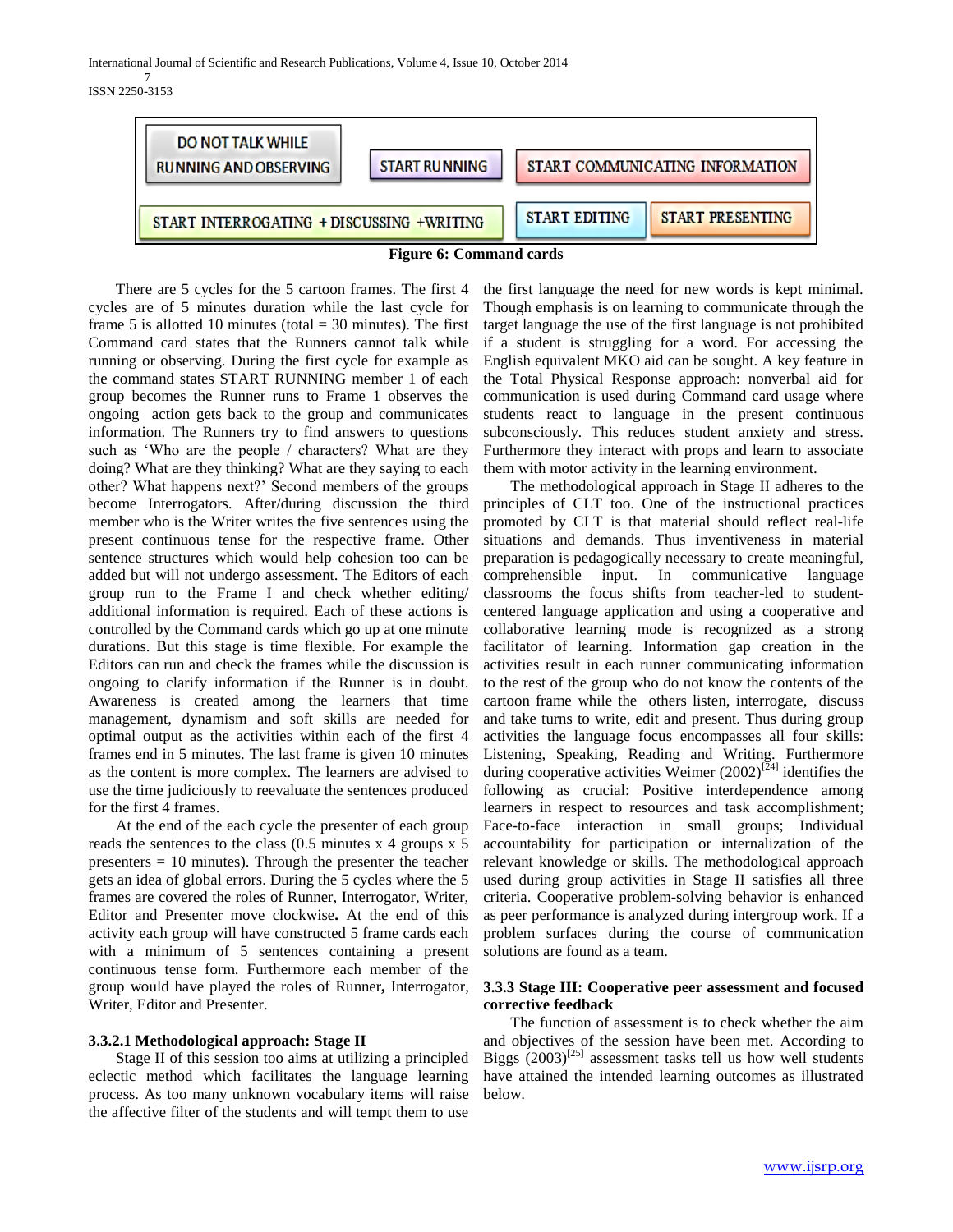DO NOT TALK WHILE RUNNING AND OBSERVING | START RUNNING | START COMMUNICATING INFORMATION

START INTERROGATING + DISCUSSING +WRITING | START EDITING | START PRESENTING

**Figure 6: Command cards**

There are 5 cycles for the 5 cartoon frames. The first 4 cycles are of 5 minutes duration while the last cycle for frame 5 is allotted 10 minutes (total = 30 minutes). The first Command card states that the Runners cannot talk while running or observing. During the first cycle for example as the command states START RUNNING member 1 of each group becomes the Runner runs to Frame 1 observes the ongoing action gets back to the group and communicates information. The Runners try to find answers to questions such as 'Who are the people / characters? What are they doing? What are they thinking? What are they saying to each other? What happens next?' Second members of the groups become Interrogators. After/during discussion the third member who is the Writer writes the five sentences using the present continuous tense for the respective frame. Other sentence structures which would help cohesion too can be added but will not undergo assessment. The Editors of each group run to the Frame I and check whether editing/ additional information is required. Each of these actions is controlled by the Command cards which go up at one minute durations. But this stage is time flexible. For example the Editors can run and check the frames while the discussion is ongoing to clarify information if the Runner is in doubt. Awareness is created among the learners that time management, dynamism and soft skills are needed for optimal output as the activities within each of the first 4 frames end in 5 minutes. The last frame is given 10 minutes as the content is more complex. The learners are advised to use the time judiciously to reevaluate the sentences produced for the first 4 frames.

At the end of the each cycle the presenter of each group reads the sentences to the class (0.5 minutes x 4 groups x 5 presenters = 10 minutes). Through the presenter the teacher gets an idea of global errors. During the 5 cycles where the 5 frames are covered the roles of Runner, Interrogator, Writer, Editor and Presenter move clockwise**.** At the end of this activity each group will have constructed 5 frame cards each with a minimum of 5 sentences containing a present continuous tense form. Furthermore each member of the group would have played the roles of Runner**,** Interrogator, Writer, Editor and Presenter.

#### 3.3.2.1 Methodological approach: Stage II

Stage II of this session too aims at utilizing a principled eclectic method which facilitates the language learning process. As too many unknown vocabulary items will raise the affective filter of the students and will tempt them to use the first language the need for new words is kept minimal. Though emphasis is on learning to communicate through the target language the use of the first language is not prohibited if a student is struggling for a word. For accessing the English equivalent MKO aid can be sought. A key feature in the Total Physical Response approach: nonverbal aid for communication is used during Command card usage where students react to language in the present continuous subconsciously. This reduces student anxiety and stress. Furthermore they interact with props and learn to associate them with motor activity in the learning environment.

The methodological approach in Stage II adheres to the principles of CLT too. One of the instructional practices promoted by CLT is that material should reflect real-life situations and demands. Thus inventiveness in material preparation is pedagogically necessary to create meaningful, comprehensible input. In communicative language classrooms the focus shifts from teacher-led to student-centered language application and using a cooperative and collaborative learning mode is recognized as a strong facilitator of learning. Information gap creation in the activities result in each runner communicating information to the rest of the group who do not know the contents of the cartoon frame while the others listen, interrogate, discuss and take turns to write, edit and present. Thus during group activities the language focus encompasses all four skills: Listening, Speaking, Reading and Writing. Furthermore during cooperative activities Weimer (2002)[24] identifies the following as crucial: Positive interdependence among learners in respect to resources and task accomplishment; Face-to-face interaction in small groups; Individual accountability for participation or internalization of the relevant knowledge or skills. The methodological approach used during group activities in Stage II satisfies all three criteria. Cooperative problem-solving behavior is enhanced as peer performance is analyzed during intergroup work. If a problem surfaces during the course of communication solutions are found as a team.

### 3.3.3 Stage III: Cooperative peer assessment and focused corrective feedback

The function of assessment is to check whether the aim and objectives of the session have been met. According to Biggs (2003)[25] assessment tasks tell us how well students have attained the intended learning outcomes as illustrated below.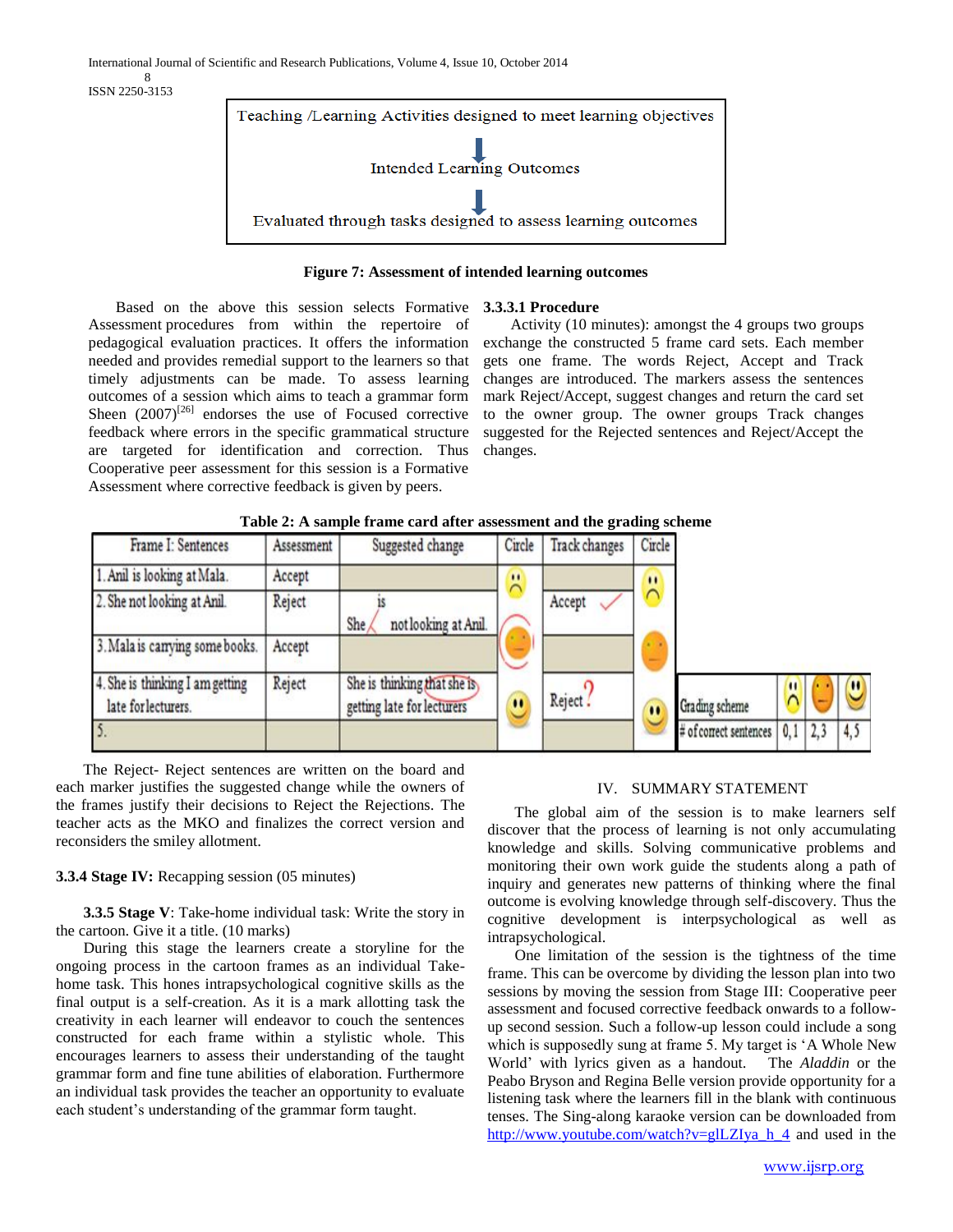Teaching /Learning Activities designed to meet learning objectives

↓

Intended Learning Outcomes

↓

Evaluated through tasks designed to assess learning outcomes

**Figure 7: Assessment of intended learning outcomes**

Based on the above this session selects Formative Assessment procedures from within the repertoire of pedagogical evaluation practices. It offers the information needed and provides remedial support to the learners so that timely adjustments can be made. To assess learning outcomes of a session which aims to teach a grammar form Sheen (2007)[26] endorses the use of Focused corrective feedback where errors in the specific grammatical structure are targeted for identification and correction. Thus Cooperative peer assessment for this session is a Formative Assessment where corrective feedback is given by peers.

**3.3.1 Procedure**

Activity (10 minutes): amongst the 4 groups two groups exchange the constructed 5 frame card sets. Each member gets one frame. The words Reject, Accept and Track changes are introduced. The markers assess the sentences mark Reject/Accept, suggest changes and return the card set to the owner group. The owner groups Track changes suggested for the Rejected sentences and Reject/Accept the changes.

**Table 2: A sample frame card after assessment and the grading scheme**

| Frame I: Sentences | Assessment | Suggested change | Circle | Track changes | Circle |
|---|---|---|---|---|---|
| 1. Anil is looking at Mala. | Accept | | ☹ | | ☹ |
| 2. She not looking at Anil. | Reject | She is not looking at Anil. | | Accept ✓ | |
| 3. Mala is carrying some books. | Accept | | 😐 (circled) | | 😐 |
| 4. She is thinking I am getting late for lecturers. | Reject | She is thinking that she is getting late for lecturers | ☺ | Reject ? | ☺ |
| 5. | | | | | |

| Grading scheme | ☹ | 😐 | ☺ |
|---|---|---|---|
| # of correct sentences | 0,1 | 2,3 | 4,5 |

The Reject- Reject sentences are written on the board and each marker justifies the suggested change while the owners of the frames justify their decisions to Reject the Rejections. The teacher acts as the MKO and finalizes the correct version and reconsiders the smiley allotment.

**3.3.4 Stage IV:** Recapping session (05 minutes)

**3.3.5 Stage V**: Take-home individual task: Write the story in the cartoon. Give it a title. (10 marks)

During this stage the learners create a storyline for the ongoing process in the cartoon frames as an individual Take-home task. This hones intrapsychological cognitive skills as the final output is a self-creation. As it is a mark allotting task the creativity in each learner will endeavor to couch the sentences constructed for each frame within a stylistic whole. This encourages learners to assess their understanding of the taught grammar form and fine tune abilities of elaboration. Furthermore an individual task provides the teacher an opportunity to evaluate each student's understanding of the grammar form taught.

## IV. Summary Statement

The global aim of the session is to make learners self discover that the process of learning is not only accumulating knowledge and skills. Solving communicative problems and monitoring their own work guide the students along a path of inquiry and generates new patterns of thinking where the final outcome is evolving knowledge through self-discovery. Thus the cognitive development is interpsychological as well as intrapsychological.

One limitation of the session is the tightness of the time frame. This can be overcome by dividing the lesson plan into two sessions by moving the session from Stage III: Cooperative peer assessment and focused corrective feedback onwards to a follow-up second session. Such a follow-up lesson could include a song which is supposedly sung at frame 5. My target is 'A Whole New World' with lyrics given as a handout. The *Aladdin* or the Peabo Bryson and Regina Belle version provide opportunity for a listening task where the learners fill in the blank with continuous tenses. The Sing-along karaoke version can be downloaded from http://www.youtube.com/watch?v=glLZIya_h_4 and used in the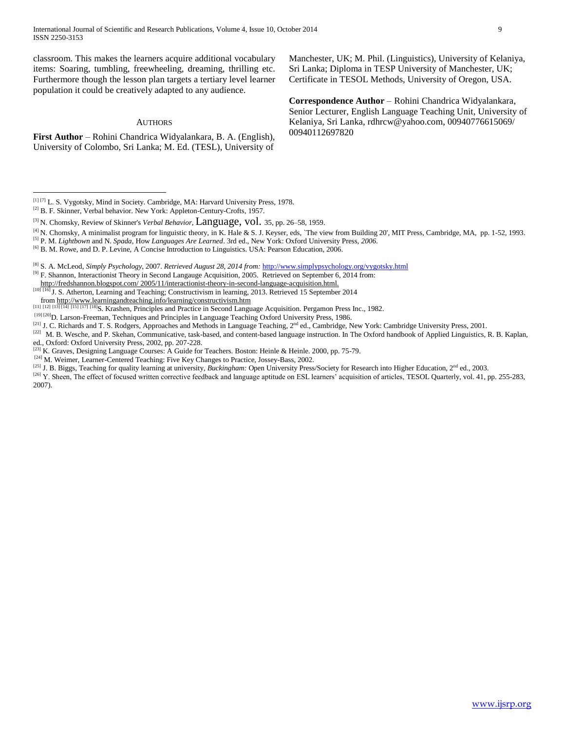classroom. This makes the learners acquire additional vocabulary items: Soaring, tumbling, freewheeling, dreaming, thrilling etc. Furthermore though the lesson plan targets a tertiary level learner population it could be creatively adapted to any audience.

## AUTHORS

**First Author** – Rohini Chandrica Widyalankara, B. A. (English), University of Colombo, Sri Lanka; M. Ed. (TESL), University of Manchester, UK; M. Phil. (Linguistics), University of Kelaniya, Sri Lanka; Diploma in TESP University of Manchester, UK; Certificate in TESOL Methods, University of Oregon, USA.

**Correspondence Author** – Rohini Chandrica Widyalankara, Senior Lecturer, English Language Teaching Unit, University of Kelaniya, Sri Lanka, rdhrcw@yahoo.com, 00940776615069/ 00940112697820

---

[1] [7] L. S. Vygotsky, Mind in Society. Cambridge, MA: Harvard University Press, 1978.

[2] B. F. Skinner, Verbal behavior. New York: Appleton-Century-Crofts, 1957.

[3] N. Chomsky, Review of Skinner's *Verbal Behavior*, Language, vol. 35, pp. 26–58, 1959.

[4] N. Chomsky, A minimalist program for linguistic theory, in K. Hale & S. J. Keyser, eds, `The view from Building 20', MIT Press, Cambridge, MA, pp. 1-52, 1993.

[5] P. M. *Lightbown* and N. *Spada*, How *Languages Are Learned*. 3rd ed., New York: Oxford University Press, *2006.*

[6] B. M. Rowe, and D. P. Levine, A Concise Introduction to Linguistics. USA: Pearson Education, 2006.

[8] S. A. McLeod, *Simply Psychology*, 2007. *Retrieved August 28, 2014 from:* http://www.simplypsychology.org/vygotsky.html

[9] F. Shannon, Interactionist Theory in Second Langauge Acquisition, 2005. Retrieved on September 6, 2014 from: http://fredshannon.blogspot.com/ 2005/11/interactionist-theory-in-second-language-acquisition.html.

[10] [16] J. S. Atherton, Learning and Teaching; Constructivism in learning, 2013. Retrieved 15 September 2014 from http://www.learningandteaching.info/learning/constructivism.htm

[11] [12] [13] [14] [15] [17] [18] S. Krashen, Principles and Practice in Second Language Acquisition. Pergamon Press Inc., 1982.

[19] [20] D. Larson-Freeman, Techniques and Principles in Language Teaching Oxford University Press, 1986.

[21] J. C. Richards and T. S. Rodgers, Approaches and Methods in Language Teaching, 2nd ed., Cambridge, New York: Cambridge University Press, 2001.

[22] M. B. Wesche, and P. Skehan, Communicative, task-based, and content-based language instruction. In The Oxford handbook of Applied Linguistics, R. B. Kaplan, ed., Oxford: Oxford University Press, 2002, pp. 207-228.

[23] K. Graves, Designing Language Courses: A Guide for Teachers. Boston: Heinle & Heinle. 2000, pp. 75-79.

[24] M. Weimer, Learner-Centered Teaching: Five Key Changes to Practice, Jossey-Bass, 2002.

[25] J. B. Biggs, Teaching for quality learning at university, *Buckingham:* Open University Press/Society for Research into Higher Education, 2nd ed., 2003.

[26] Y. Sheen, The effect of focused written corrective feedback and language aptitude on ESL learners' acquisition of articles, TESOL Quarterly, vol. 41, pp. 255-283, 2007).